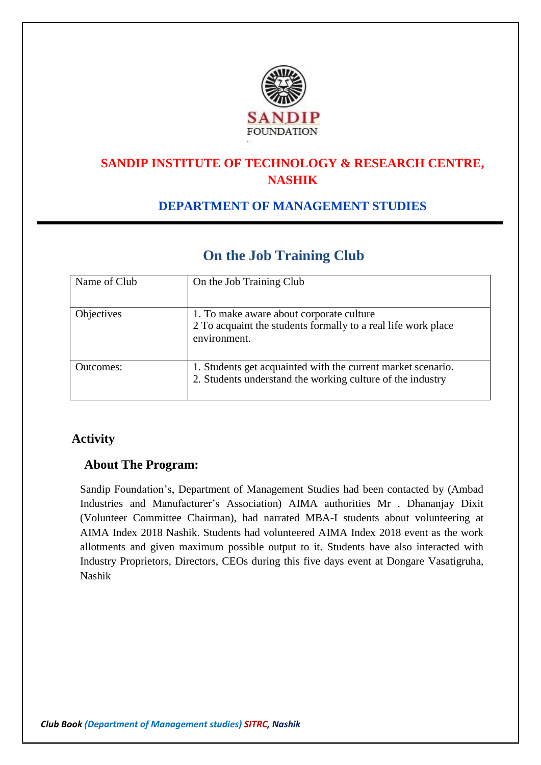SANDIP FOUNDATION

# SANDIP INSTITUTE OF TECHNOLOGY & RESEARCH CENTRE, NASHIK

## DEPARTMENT OF MANAGEMENT STUDIES

## On the Job Training Club

| Name of Club | On the Job Training Club |
|---|---|
| Objectives | 1. To make aware about corporate culture<br>2 To acquaint the students formally to a real life work place environment. |
| Outcomes: | 1. Students get acquainted with the current market scenario.<br>2. Students understand the working culture of the industry |

### Activity

### About The Program:

Sandip Foundation's, Department of Management Studies had been contacted by (Ambad Industries and Manufacturer's Association) AIMA authorities Mr . Dhananjay Dixit (Volunteer Committee Chairman), had narrated MBA-I students about volunteering at AIMA Index 2018 Nashik. Students had volunteered AIMA Index 2018 event as the work allotments and given maximum possible output to it. Students have also interacted with Industry Proprietors, Directors, CEOs during this five days event at Dongare Vasatigruha, Nashik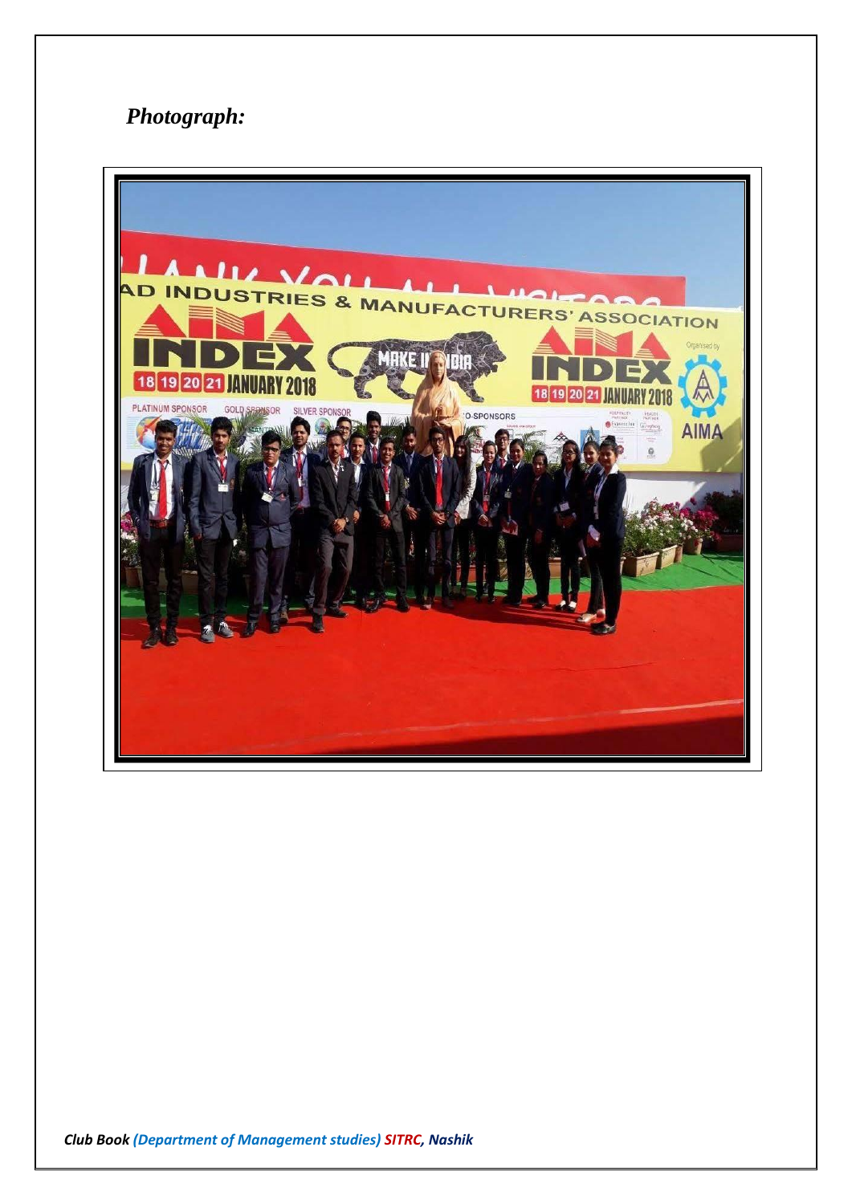***Photograph:***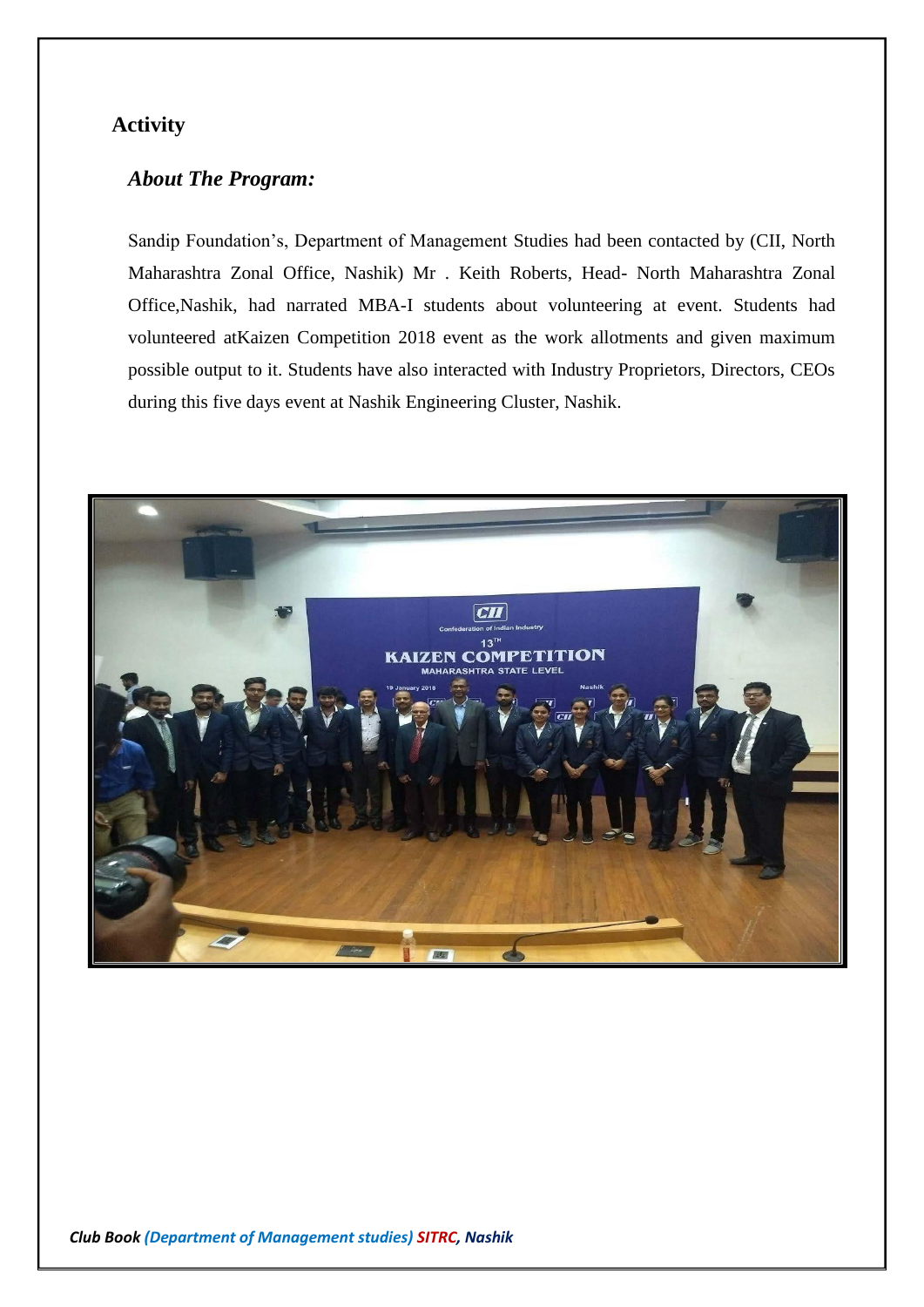## Activity

### *About The Program:*

Sandip Foundation's, Department of Management Studies had been contacted by (CII, North Maharashtra Zonal Office, Nashik) Mr . Keith Roberts, Head- North Maharashtra Zonal Office,Nashik, had narrated MBA-I students about volunteering at event. Students had volunteered atKaizen Competition 2018 event as the work allotments and given maximum possible output to it. Students have also interacted with Industry Proprietors, Directors, CEOs during this five days event at Nashik Engineering Cluster, Nashik.